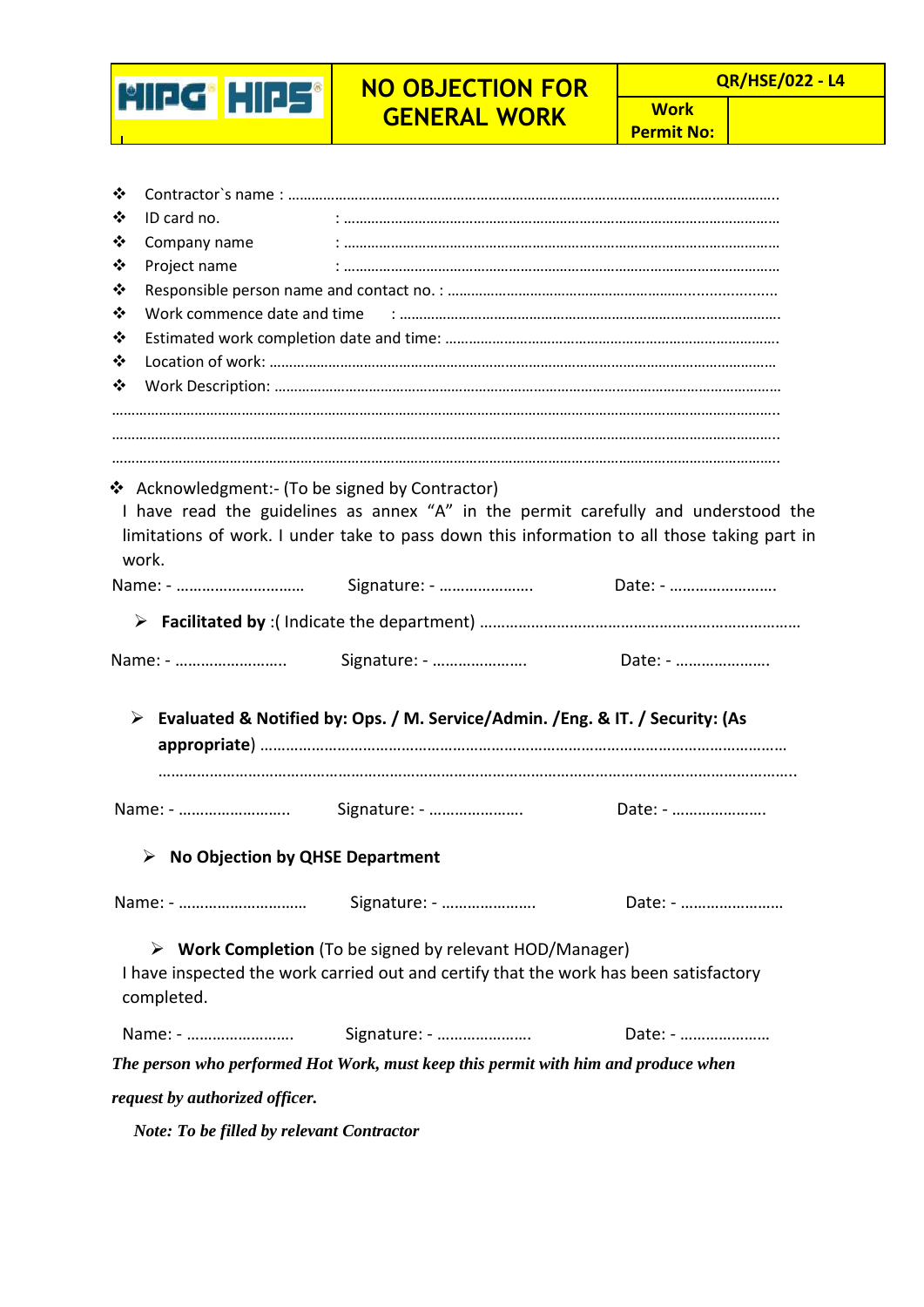| HIPG HIPS | NO OBJECTION FOR GENERAL WORK | QR/HSE/022 - L4 | |
|---|---|---|---|
| | | **Work Permit No:** | |

- Contractor`s name : ……………………………………………………………………………………………………….
- ID card no. : ………………………………………………………………………………………………
- Company name : ………………………………………………………………………………………………
- Project name : ………………………………………………………………………………………………
- Responsible person name and contact no. : ………………………………………………………...................
- Work commence date and time : ………………………………………………………………………………….
- Estimated work completion date and time: …………………………………………………………………………
- Location of work: ……………………………………………………………………………………………………
- Work Description: ……………………………………………………………………………………………………

……………………………………………………………………………………………………………………………….

……………………………………………………………………………………………………………………………….

……………………………………………………………………………………………………………………………….

- Acknowledgment:- (To be signed by Contractor)

I have read the guidelines as annex "A" in the permit carefully and understood the limitations of work. I under take to pass down this information to all those taking part in work.

Name: - ………………………… Signature: - …………………. Date: - …………………….

- **Facilitated by** :( Indicate the department) ………………………………………………………………

Name: - ……………………. Signature: - …………………. Date: - ………………….

- **Evaluated & Notified by: Ops. / M. Service/Admin. /Eng. & IT. / Security: (As appropriate)** ……………………………………………………………………………………………

……………………………………………………………………………………………………………………..

Name: - ……………………. Signature: - …………………. Date: - ………………….

- **No Objection by QHSE Department**

Name: - ………………………… Signature: - …………………. Date: - ……………………

- **Work Completion** (To be signed by relevant HOD/Manager)

I have inspected the work carried out and certify that the work has been satisfactory completed.

Name: - ……………………. Signature: - …………………. Date: - …………………

***The person who performed Hot Work, must keep this permit with him and produce when request by authorized officer.***

***Note: To be filled by relevant Contractor***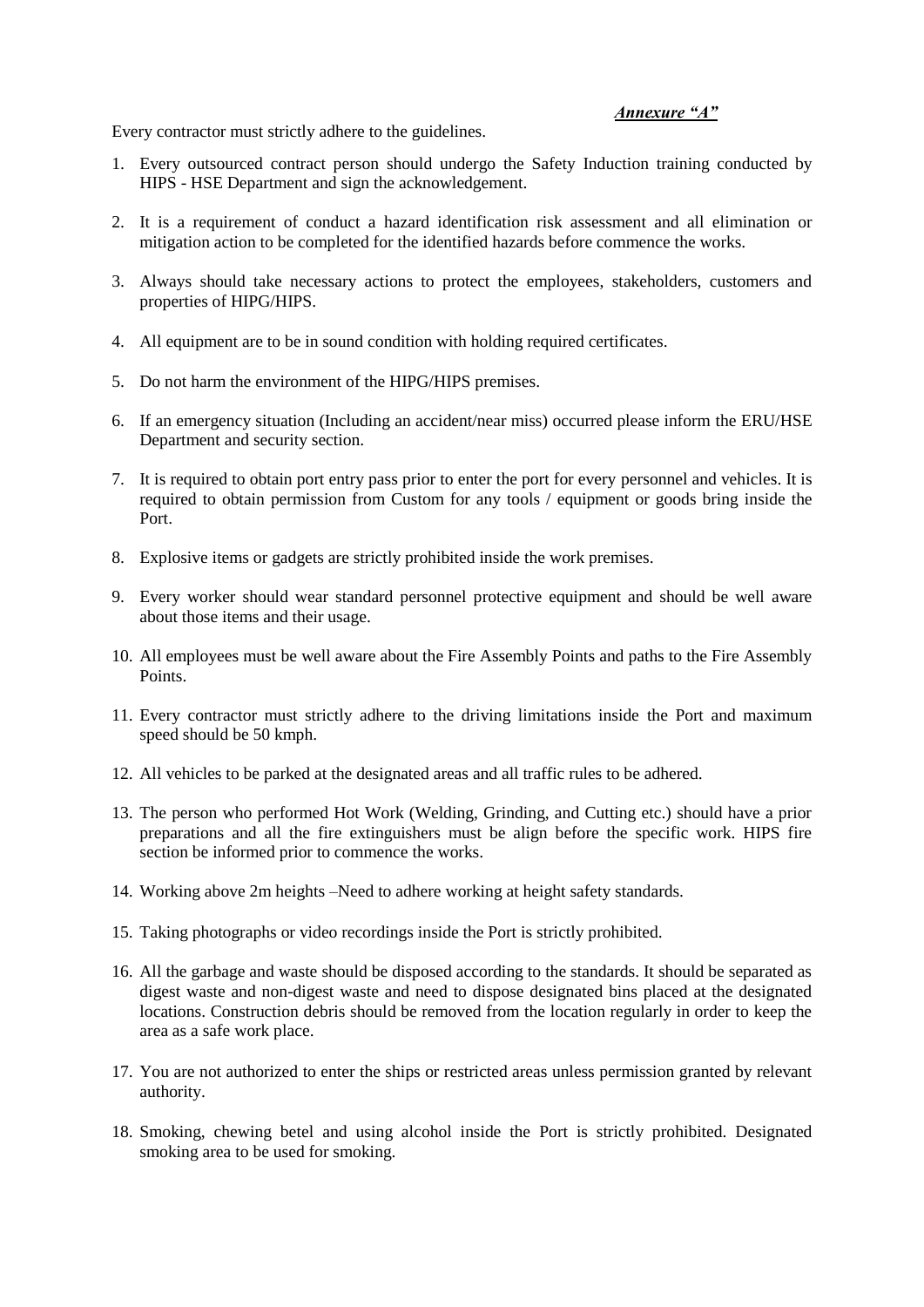***Annexure "A"***

Every contractor must strictly adhere to the guidelines.

1. Every outsourced contract person should undergo the Safety Induction training conducted by HIPS - HSE Department and sign the acknowledgement.

2. It is a requirement of conduct a hazard identification risk assessment and all elimination or mitigation action to be completed for the identified hazards before commence the works.

3. Always should take necessary actions to protect the employees, stakeholders, customers and properties of HIPG/HIPS.

4. All equipment are to be in sound condition with holding required certificates.

5. Do not harm the environment of the HIPG/HIPS premises.

6. If an emergency situation (Including an accident/near miss) occurred please inform the ERU/HSE Department and security section.

7. It is required to obtain port entry pass prior to enter the port for every personnel and vehicles. It is required to obtain permission from Custom for any tools / equipment or goods bring inside the Port.

8. Explosive items or gadgets are strictly prohibited inside the work premises.

9. Every worker should wear standard personnel protective equipment and should be well aware about those items and their usage.

10. All employees must be well aware about the Fire Assembly Points and paths to the Fire Assembly Points.

11. Every contractor must strictly adhere to the driving limitations inside the Port and maximum speed should be 50 kmph.

12. All vehicles to be parked at the designated areas and all traffic rules to be adhered.

13. The person who performed Hot Work (Welding, Grinding, and Cutting etc.) should have a prior preparations and all the fire extinguishers must be align before the specific work. HIPS fire section be informed prior to commence the works.

14. Working above 2m heights –Need to adhere working at height safety standards.

15. Taking photographs or video recordings inside the Port is strictly prohibited.

16. All the garbage and waste should be disposed according to the standards. It should be separated as digest waste and non-digest waste and need to dispose designated bins placed at the designated locations. Construction debris should be removed from the location regularly in order to keep the area as a safe work place.

17. You are not authorized to enter the ships or restricted areas unless permission granted by relevant authority.

18. Smoking, chewing betel and using alcohol inside the Port is strictly prohibited. Designated smoking area to be used for smoking.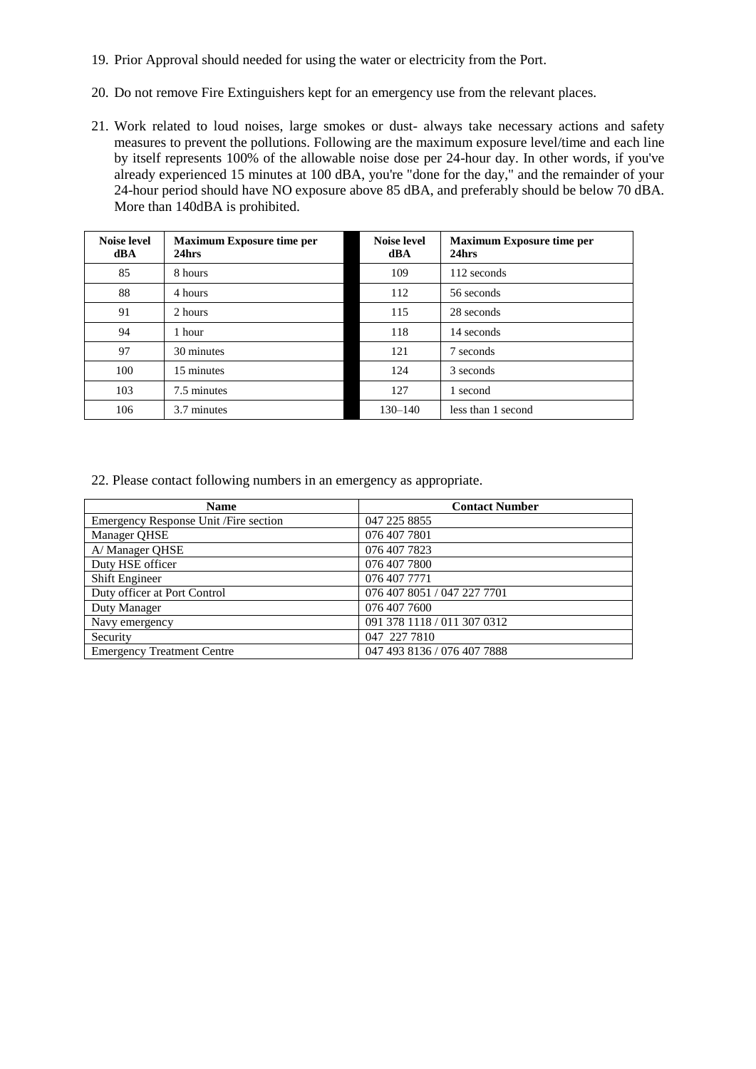19. Prior Approval should needed for using the water or electricity from the Port.

20. Do not remove Fire Extinguishers kept for an emergency use from the relevant places.

21. Work related to loud noises, large smokes or dust- always take necessary actions and safety measures to prevent the pollutions. Following are the maximum exposure level/time and each line by itself represents 100% of the allowable noise dose per 24-hour day. In other words, if you've already experienced 15 minutes at 100 dBA, you're "done for the day," and the remainder of your 24-hour period should have NO exposure above 85 dBA, and preferably should be below 70 dBA. More than 140dBA is prohibited.

| Noise level dBA | Maximum Exposure time per 24hrs | Noise level dBA | Maximum Exposure time per 24hrs |
|---|---|---|---|
| 85 | 8 hours | 109 | 112 seconds |
| 88 | 4 hours | 112 | 56 seconds |
| 91 | 2 hours | 115 | 28 seconds |
| 94 | 1 hour | 118 | 14 seconds |
| 97 | 30 minutes | 121 | 7 seconds |
| 100 | 15 minutes | 124 | 3 seconds |
| 103 | 7.5 minutes | 127 | 1 second |
| 106 | 3.7 minutes | 130–140 | less than 1 second |

22. Please contact following numbers in an emergency as appropriate.

| Name | Contact Number |
|---|---|
| Emergency Response Unit /Fire section | 047 225 8855 |
| Manager QHSE | 076 407 7801 |
| A/ Manager QHSE | 076 407 7823 |
| Duty HSE officer | 076 407 7800 |
| Shift Engineer | 076 407 7771 |
| Duty officer at Port Control | 076 407 8051 / 047 227 7701 |
| Duty Manager | 076 407 7600 |
| Navy emergency | 091 378 1118 / 011 307 0312 |
| Security | 047 227 7810 |
| Emergency Treatment Centre | 047 493 8136 / 076 407 7888 |